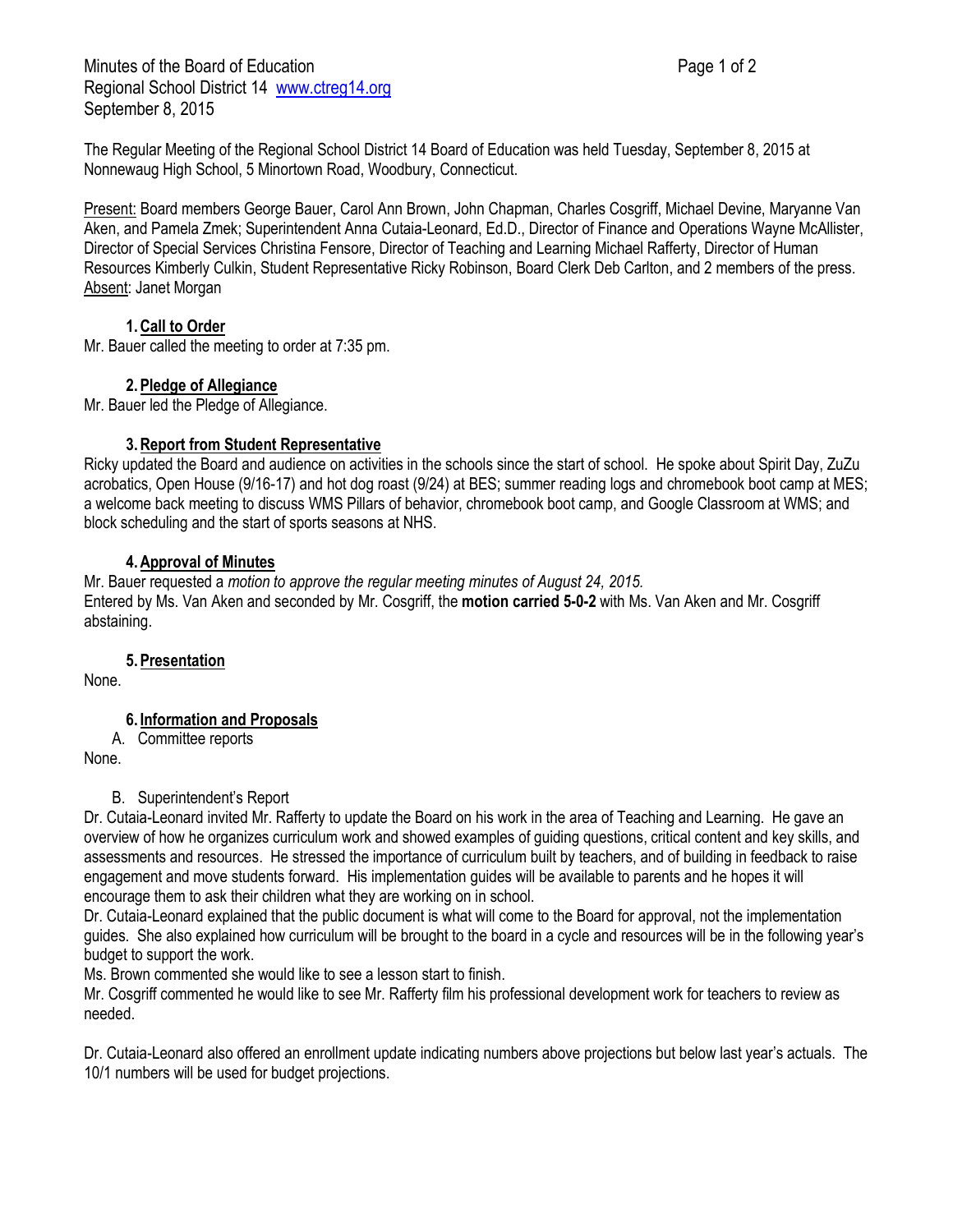Minutes of the Board of Education
Regional School District 14 www.ctreg14.org
September 8, 2015

The Regular Meeting of the Regional School District 14 Board of Education was held Tuesday, September 8, 2015 at Nonnewaug High School, 5 Minortown Road, Woodbury, Connecticut.

Present: Board members George Bauer, Carol Ann Brown, John Chapman, Charles Cosgriff, Michael Devine, Maryanne Van Aken, and Pamela Zmek; Superintendent Anna Cutaia-Leonard, Ed.D., Director of Finance and Operations Wayne McAllister, Director of Special Services Christina Fensore, Director of Teaching and Learning Michael Rafferty, Director of Human Resources Kimberly Culkin, Student Representative Ricky Robinson, Board Clerk Deb Carlton, and 2 members of the press.
Absent: Janet Morgan

**1. Call to Order**

Mr. Bauer called the meeting to order at 7:35 pm.

**2. Pledge of Allegiance**

Mr. Bauer led the Pledge of Allegiance.

**3. Report from Student Representative**

Ricky updated the Board and audience on activities in the schools since the start of school. He spoke about Spirit Day, ZuZu acrobatics, Open House (9/16-17) and hot dog roast (9/24) at BES; summer reading logs and chromebook boot camp at MES; a welcome back meeting to discuss WMS Pillars of behavior, chromebook boot camp, and Google Classroom at WMS; and block scheduling and the start of sports seasons at NHS.

**4. Approval of Minutes**

Mr. Bauer requested a *motion to approve the regular meeting minutes of August 24, 2015.*
Entered by Ms. Van Aken and seconded by Mr. Cosgriff, the **motion carried 5-0-2** with Ms. Van Aken and Mr. Cosgriff abstaining.

**5. Presentation**

None.

**6. Information and Proposals**

A. Committee reports

None.

B. Superintendent's Report

Dr. Cutaia-Leonard invited Mr. Rafferty to update the Board on his work in the area of Teaching and Learning. He gave an overview of how he organizes curriculum work and showed examples of guiding questions, critical content and key skills, and assessments and resources. He stressed the importance of curriculum built by teachers, and of building in feedback to raise engagement and move students forward. His implementation guides will be available to parents and he hopes it will encourage them to ask their children what they are working on in school.
Dr. Cutaia-Leonard explained that the public document is what will come to the Board for approval, not the implementation guides. She also explained how curriculum will be brought to the board in a cycle and resources will be in the following year's budget to support the work.
Ms. Brown commented she would like to see a lesson start to finish.
Mr. Cosgriff commented he would like to see Mr. Rafferty film his professional development work for teachers to review as needed.

Dr. Cutaia-Leonard also offered an enrollment update indicating numbers above projections but below last year's actuals. The 10/1 numbers will be used for budget projections.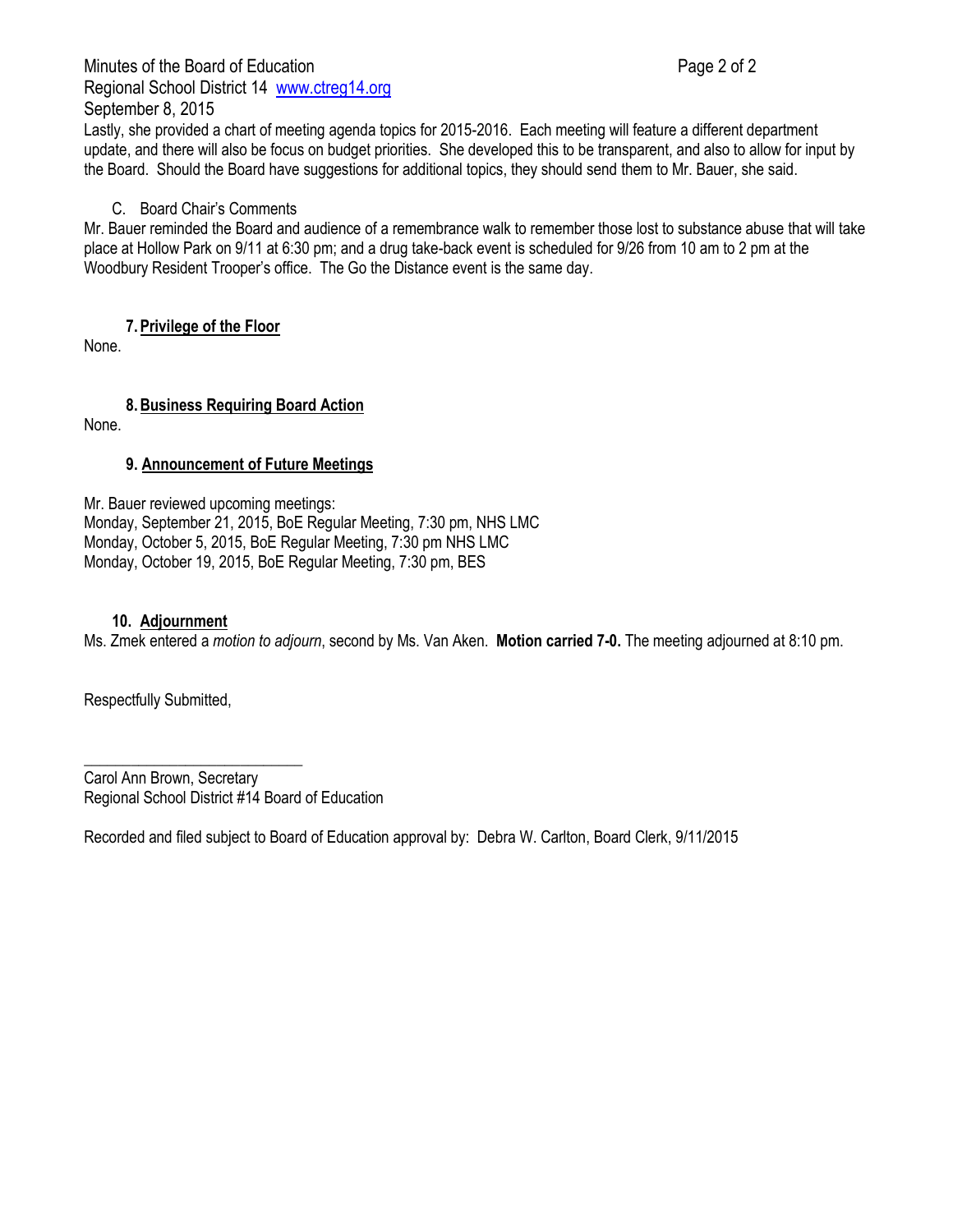Lastly, she provided a chart of meeting agenda topics for 2015-2016. Each meeting will feature a different department update, and there will also be focus on budget priorities. She developed this to be transparent, and also to allow for input by the Board. Should the Board have suggestions for additional topics, they should send them to Mr. Bauer, she said.

C. Board Chair's Comments

Mr. Bauer reminded the Board and audience of a remembrance walk to remember those lost to substance abuse that will take place at Hollow Park on 9/11 at 6:30 pm; and a drug take-back event is scheduled for 9/26 from 10 am to 2 pm at the Woodbury Resident Trooper's office. The Go the Distance event is the same day.

## 7. Privilege of the Floor

None.

## 8. Business Requiring Board Action

None.

## 9. Announcement of Future Meetings

Mr. Bauer reviewed upcoming meetings:
Monday, September 21, 2015, BoE Regular Meeting, 7:30 pm, NHS LMC
Monday, October 5, 2015, BoE Regular Meeting, 7:30 pm NHS LMC
Monday, October 19, 2015, BoE Regular Meeting, 7:30 pm, BES

## 10. Adjournment

Ms. Zmek entered a *motion to adjourn*, second by Ms. Van Aken. **Motion carried 7-0.** The meeting adjourned at 8:10 pm.

Respectfully Submitted,

\_\_\_\_\_\_\_\_\_\_\_\_\_\_\_\_\_\_\_\_\_\_\_\_\_\_\_\_

Carol Ann Brown, Secretary
Regional School District #14 Board of Education

Recorded and filed subject to Board of Education approval by: Debra W. Carlton, Board Clerk, 9/11/2015